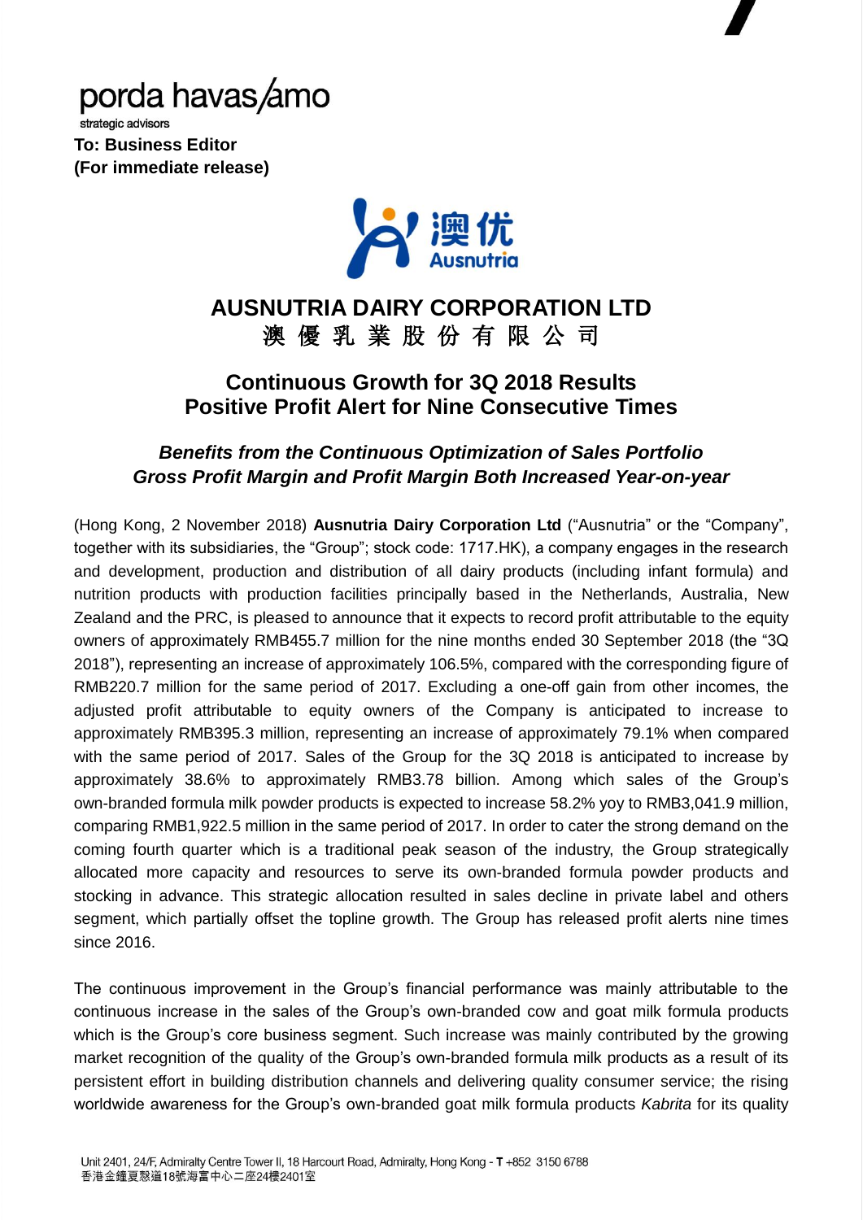porda havas/amo

strategic advisors

**To: Business Editor**
**(For immediate release)**

澳优 Ausnutria

# AUSNUTRIA DAIRY CORPORATION LTD
# 澳 優 乳 業 股 份 有 限 公 司

## Continuous Growth for 3Q 2018 Results
## Positive Profit Alert for Nine Consecutive Times

### *Benefits from the Continuous Optimization of Sales Portfolio*
### *Gross Profit Margin and Profit Margin Both Increased Year-on-year*

(Hong Kong, 2 November 2018) **Ausnutria Dairy Corporation Ltd** ("Ausnutria" or the "Company", together with its subsidiaries, the "Group"; stock code: 1717.HK), a company engages in the research and development, production and distribution of all dairy products (including infant formula) and nutrition products with production facilities principally based in the Netherlands, Australia, New Zealand and the PRC, is pleased to announce that it expects to record profit attributable to the equity owners of approximately RMB455.7 million for the nine months ended 30 September 2018 (the "3Q 2018"), representing an increase of approximately 106.5%, compared with the corresponding figure of RMB220.7 million for the same period of 2017. Excluding a one-off gain from other incomes, the adjusted profit attributable to equity owners of the Company is anticipated to increase to approximately RMB395.3 million, representing an increase of approximately 79.1% when compared with the same period of 2017. Sales of the Group for the 3Q 2018 is anticipated to increase by approximately 38.6% to approximately RMB3.78 billion. Among which sales of the Group's own-branded formula milk powder products is expected to increase 58.2% yoy to RMB3,041.9 million, comparing RMB1,922.5 million in the same period of 2017. In order to cater the strong demand on the coming fourth quarter which is a traditional peak season of the industry, the Group strategically allocated more capacity and resources to serve its own-branded formula powder products and stocking in advance. This strategic allocation resulted in sales decline in private label and others segment, which partially offset the topline growth. The Group has released profit alerts nine times since 2016.

The continuous improvement in the Group's financial performance was mainly attributable to the continuous increase in the sales of the Group's own-branded cow and goat milk formula products which is the Group's core business segment. Such increase was mainly contributed by the growing market recognition of the quality of the Group's own-branded formula milk products as a result of its persistent effort in building distribution channels and delivering quality consumer service; the rising worldwide awareness for the Group's own-branded goat milk formula products *Kabrita* for its quality

Unit 2401, 24/F, Admiralty Centre Tower II, 18 Harcourt Road, Admiralty, Hong Kong - T +852 3150 6788
香港金鐘夏慤道18號海富中心二座24樓2401室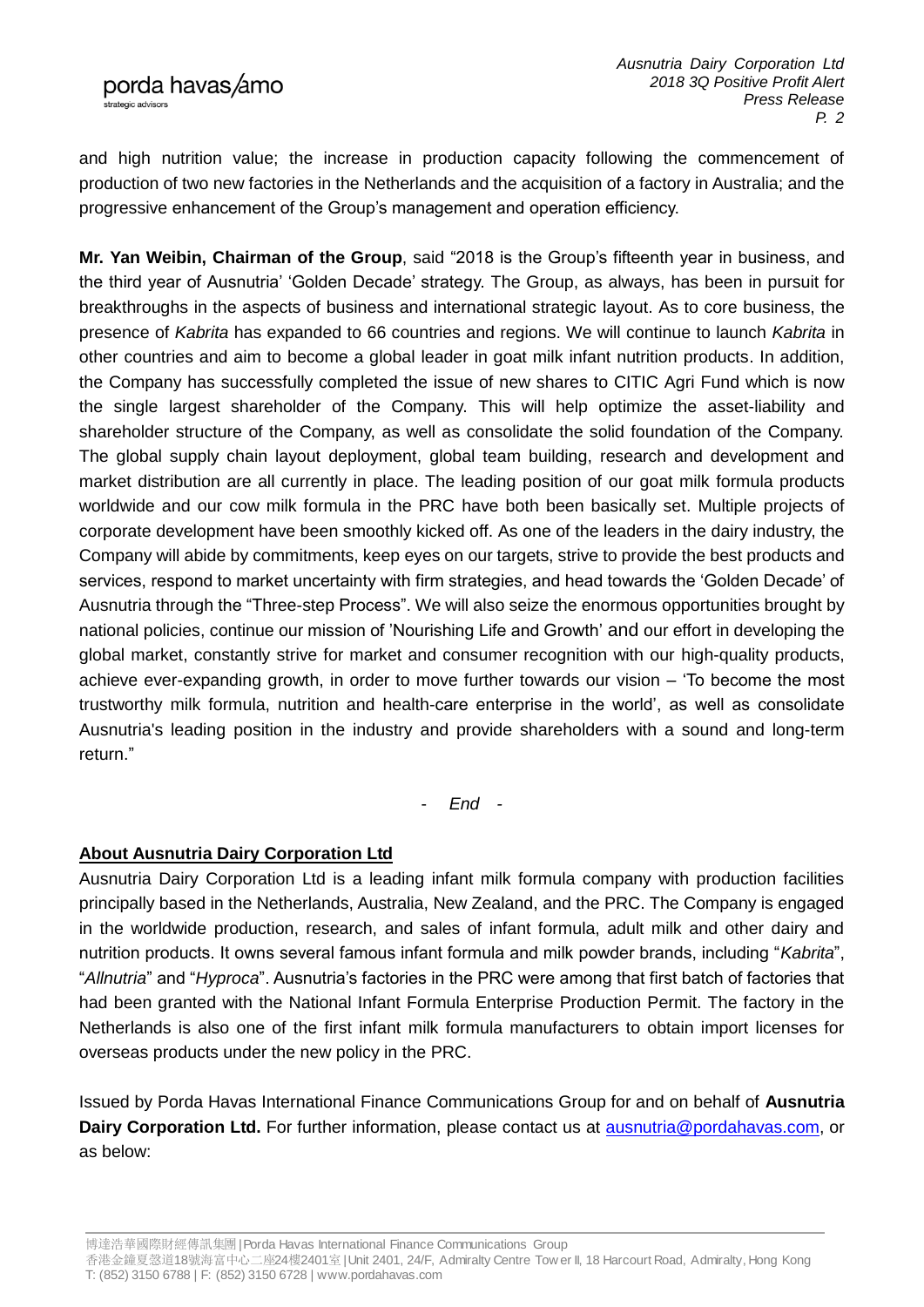and high nutrition value; the increase in production capacity following the commencement of production of two new factories in the Netherlands and the acquisition of a factory in Australia; and the progressive enhancement of the Group's management and operation efficiency.

**Mr. Yan Weibin, Chairman of the Group**, said "2018 is the Group's fifteenth year in business, and the third year of Ausnutria' 'Golden Decade' strategy. The Group, as always, has been in pursuit for breakthroughs in the aspects of business and international strategic layout. As to core business, the presence of *Kabrita* has expanded to 66 countries and regions. We will continue to launch *Kabrita* in other countries and aim to become a global leader in goat milk infant nutrition products. In addition, the Company has successfully completed the issue of new shares to CITIC Agri Fund which is now the single largest shareholder of the Company. This will help optimize the asset-liability and shareholder structure of the Company, as well as consolidate the solid foundation of the Company. The global supply chain layout deployment, global team building, research and development and market distribution are all currently in place. The leading position of our goat milk formula products worldwide and our cow milk formula in the PRC have both been basically set. Multiple projects of corporate development have been smoothly kicked off. As one of the leaders in the dairy industry, the Company will abide by commitments, keep eyes on our targets, strive to provide the best products and services, respond to market uncertainty with firm strategies, and head towards the 'Golden Decade' of Ausnutria through the "Three-step Process". We will also seize the enormous opportunities brought by national policies, continue our mission of 'Nourishing Life and Growth' and our effort in developing the global market, constantly strive for market and consumer recognition with our high-quality products, achieve ever-expanding growth, in order to move further towards our vision – 'To become the most trustworthy milk formula, nutrition and health-care enterprise in the world', as well as consolidate Ausnutria's leading position in the industry and provide shareholders with a sound and long-term return."

\- *End* -

## **About Ausnutria Dairy Corporation Ltd**

Ausnutria Dairy Corporation Ltd is a leading infant milk formula company with production facilities principally based in the Netherlands, Australia, New Zealand, and the PRC. The Company is engaged in the worldwide production, research, and sales of infant formula, adult milk and other dairy and nutrition products. It owns several famous infant formula and milk powder brands, including "*Kabrita*", "*Allnutria*" and "*Hyproca*". Ausnutria's factories in the PRC were among that first batch of factories that had been granted with the National Infant Formula Enterprise Production Permit. The factory in the Netherlands is also one of the first infant milk formula manufacturers to obtain import licenses for overseas products under the new policy in the PRC.

Issued by Porda Havas International Finance Communications Group for and on behalf of **Ausnutria Dairy Corporation Ltd.** For further information, please contact us at ausnutria@pordahavas.com, or as below: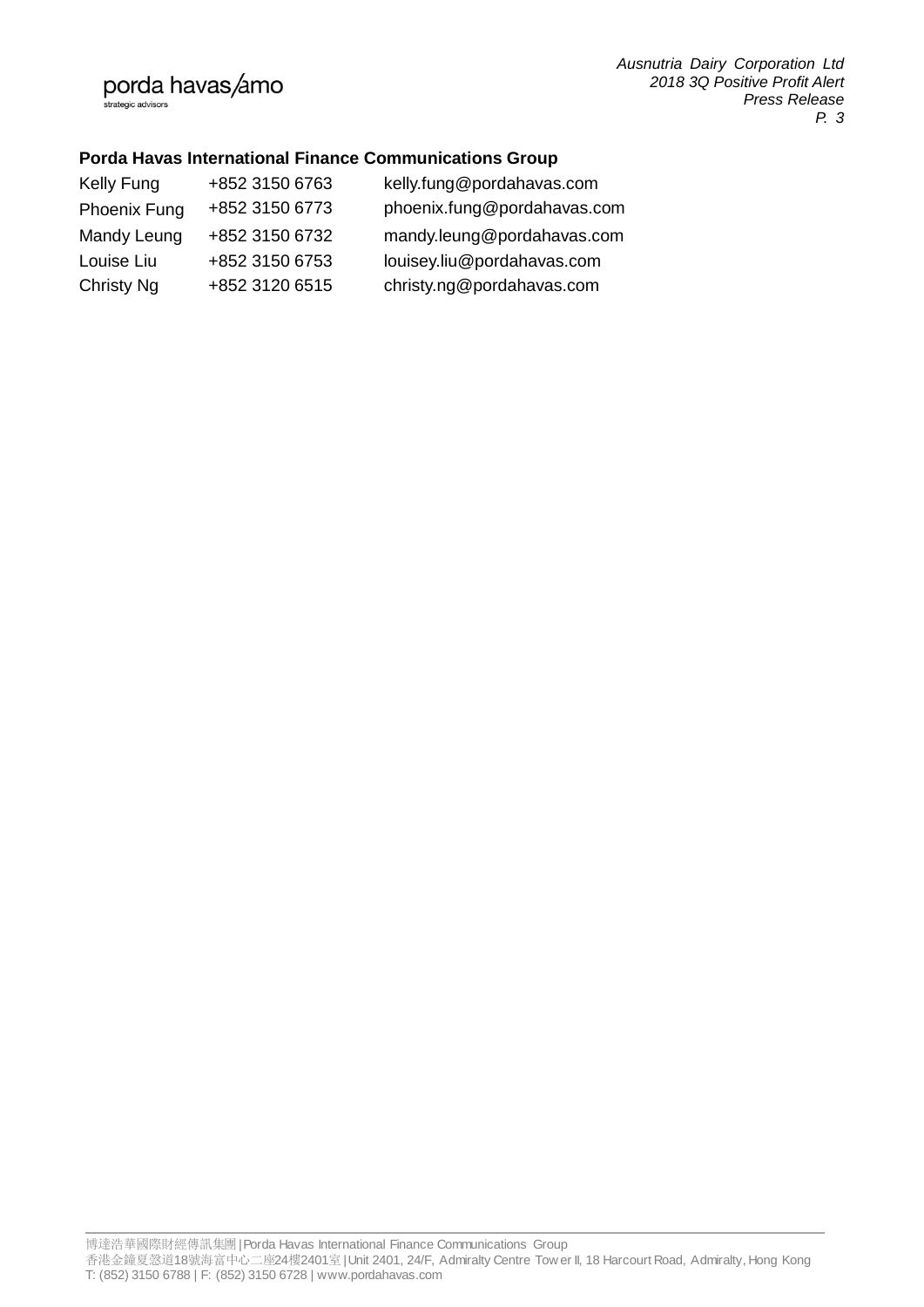**Porda Havas International Finance Communications Group**

| | | |
|---|---|---|
| Kelly Fung | +852 3150 6763 | kelly.fung@pordahavas.com |
| Phoenix Fung | +852 3150 6773 | phoenix.fung@pordahavas.com |
| Mandy Leung | +852 3150 6732 | mandy.leung@pordahavas.com |
| Louise Liu | +852 3150 6753 | louisey.liu@pordahavas.com |
| Christy Ng | +852 3120 6515 | christy.ng@pordahavas.com |